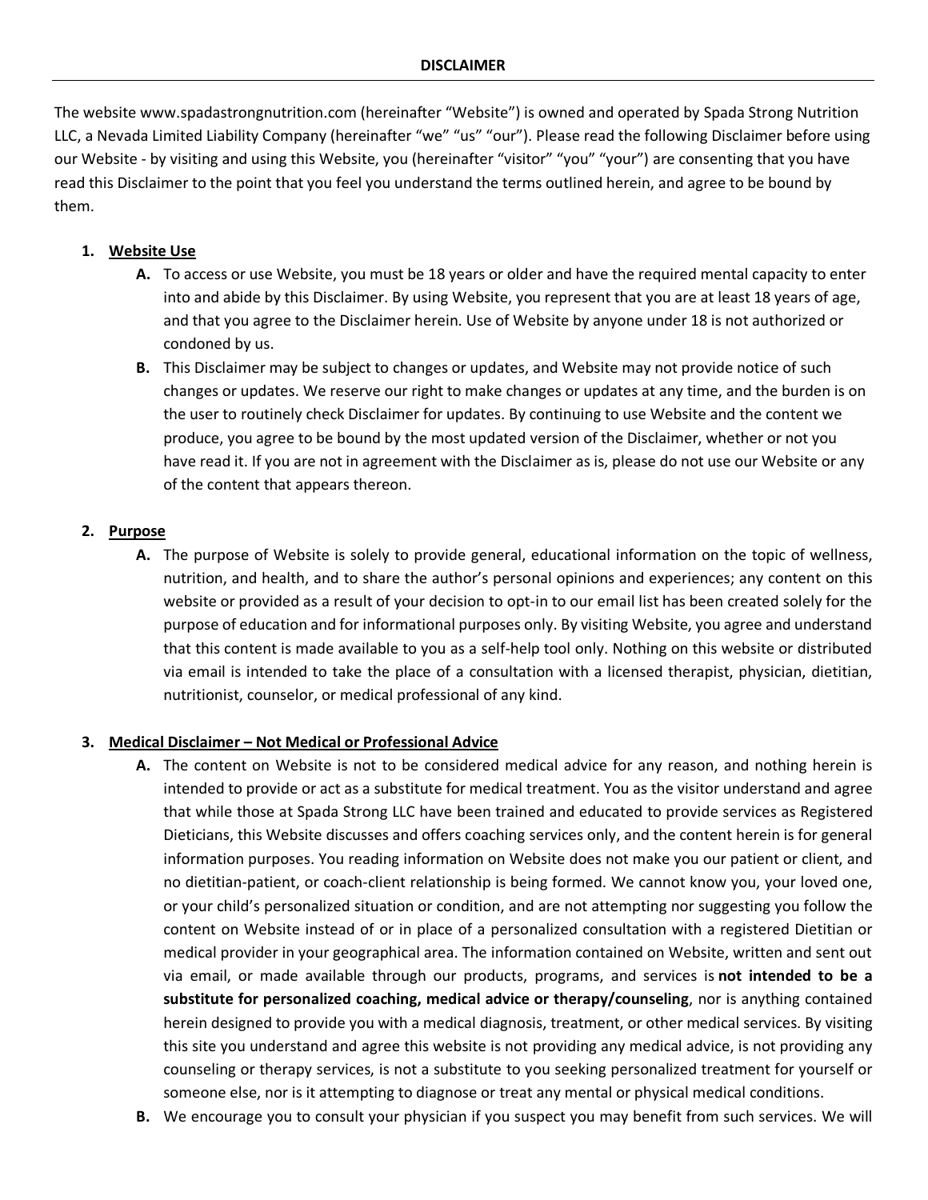# DISCLAIMER

The website www.spadastrongnutrition.com (hereinafter "Website") is owned and operated by Spada Strong Nutrition LLC, a Nevada Limited Liability Company (hereinafter "we" "us" "our"). Please read the following Disclaimer before using our Website - by visiting and using this Website, you (hereinafter "visitor" "you" "your") are consenting that you have read this Disclaimer to the point that you feel you understand the terms outlined herein, and agree to be bound by them.

1. **Website Use**
   - **A.** To access or use Website, you must be 18 years or older and have the required mental capacity to enter into and abide by this Disclaimer. By using Website, you represent that you are at least 18 years of age, and that you agree to the Disclaimer herein. Use of Website by anyone under 18 is not authorized or condoned by us.
   - **B.** This Disclaimer may be subject to changes or updates, and Website may not provide notice of such changes or updates. We reserve our right to make changes or updates at any time, and the burden is on the user to routinely check Disclaimer for updates. By continuing to use Website and the content we produce, you agree to be bound by the most updated version of the Disclaimer, whether or not you have read it. If you are not in agreement with the Disclaimer as is, please do not use our Website or any of the content that appears thereon.

2. **Purpose**
   - **A.** The purpose of Website is solely to provide general, educational information on the topic of wellness, nutrition, and health, and to share the author's personal opinions and experiences; any content on this website or provided as a result of your decision to opt-in to our email list has been created solely for the purpose of education and for informational purposes only. By visiting Website, you agree and understand that this content is made available to you as a self-help tool only. Nothing on this website or distributed via email is intended to take the place of a consultation with a licensed therapist, physician, dietitian, nutritionist, counselor, or medical professional of any kind.

3. **Medical Disclaimer – Not Medical or Professional Advice**
   - **A.** The content on Website is not to be considered medical advice for any reason, and nothing herein is intended to provide or act as a substitute for medical treatment. You as the visitor understand and agree that while those at Spada Strong LLC have been trained and educated to provide services as Registered Dieticians, this Website discusses and offers coaching services only, and the content herein is for general information purposes. You reading information on Website does not make you our patient or client, and no dietitian-patient, or coach-client relationship is being formed. We cannot know you, your loved one, or your child's personalized situation or condition, and are not attempting nor suggesting you follow the content on Website instead of or in place of a personalized consultation with a registered Dietitian or medical provider in your geographical area. The information contained on Website, written and sent out via email, or made available through our products, programs, and services is **not intended to be a substitute for personalized coaching, medical advice or therapy/counseling**, nor is anything contained herein designed to provide you with a medical diagnosis, treatment, or other medical services. By visiting this site you understand and agree this website is not providing any medical advice, is not providing any counseling or therapy services, is not a substitute to you seeking personalized treatment for yourself or someone else, nor is it attempting to diagnose or treat any mental or physical medical conditions.
   - **B.** We encourage you to consult your physician if you suspect you may benefit from such services. We will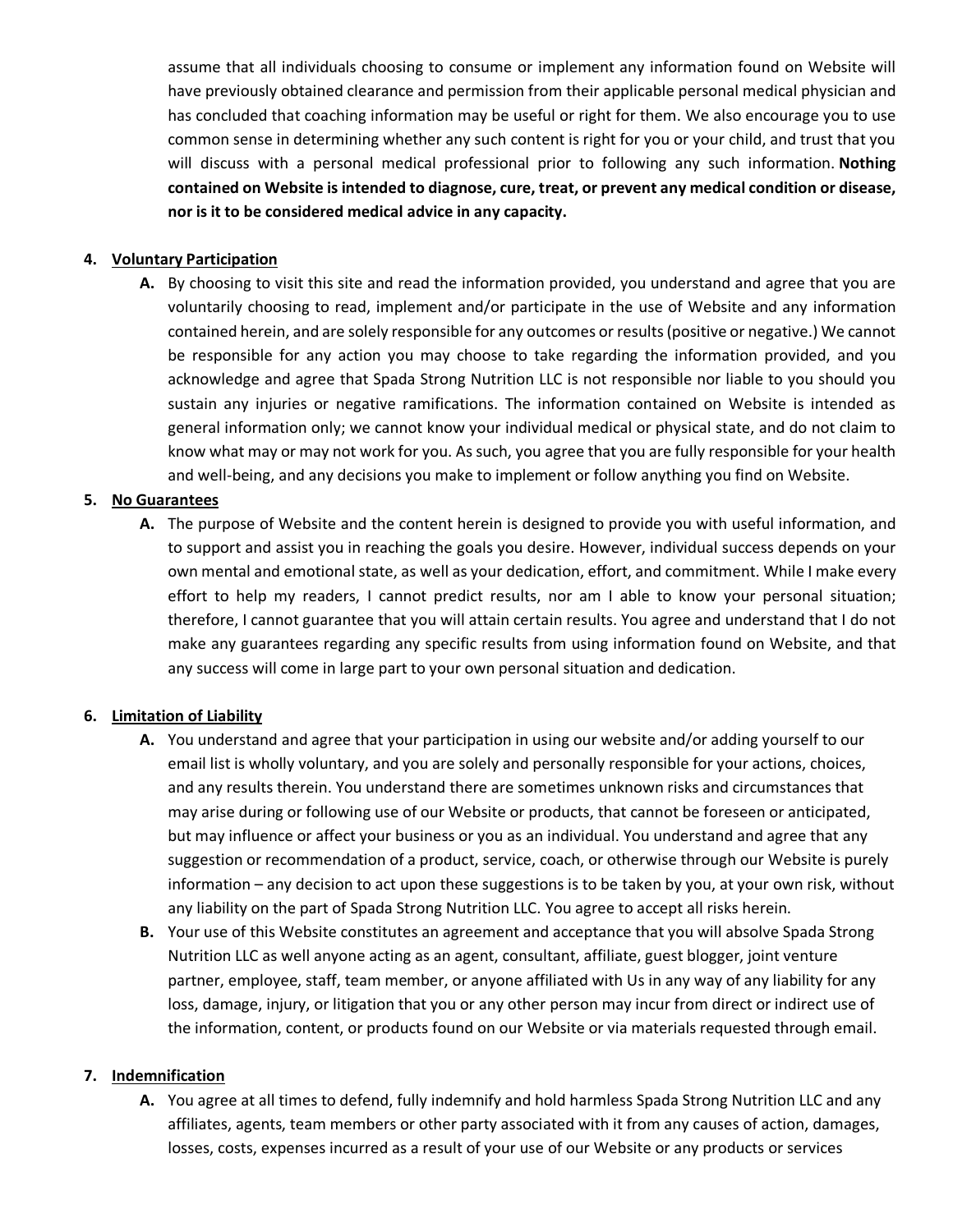assume that all individuals choosing to consume or implement any information found on Website will have previously obtained clearance and permission from their applicable personal medical physician and has concluded that coaching information may be useful or right for them. We also encourage you to use common sense in determining whether any such content is right for you or your child, and trust that you will discuss with a personal medical professional prior to following any such information. **Nothing contained on Website is intended to diagnose, cure, treat, or prevent any medical condition or disease, nor is it to be considered medical advice in any capacity.**

4. **Voluntary Participation**

   A. By choosing to visit this site and read the information provided, you understand and agree that you are voluntarily choosing to read, implement and/or participate in the use of Website and any information contained herein, and are solely responsible for any outcomes or results (positive or negative.) We cannot be responsible for any action you may choose to take regarding the information provided, and you acknowledge and agree that Spada Strong Nutrition LLC is not responsible nor liable to you should you sustain any injuries or negative ramifications. The information contained on Website is intended as general information only; we cannot know your individual medical or physical state, and do not claim to know what may or may not work for you. As such, you agree that you are fully responsible for your health and well-being, and any decisions you make to implement or follow anything you find on Website.

5. **No Guarantees**

   A. The purpose of Website and the content herein is designed to provide you with useful information, and to support and assist you in reaching the goals you desire. However, individual success depends on your own mental and emotional state, as well as your dedication, effort, and commitment. While I make every effort to help my readers, I cannot predict results, nor am I able to know your personal situation; therefore, I cannot guarantee that you will attain certain results. You agree and understand that I do not make any guarantees regarding any specific results from using information found on Website, and that any success will come in large part to your own personal situation and dedication.

6. **Limitation of Liability**

   A. You understand and agree that your participation in using our website and/or adding yourself to our email list is wholly voluntary, and you are solely and personally responsible for your actions, choices, and any results therein. You understand there are sometimes unknown risks and circumstances that may arise during or following use of our Website or products, that cannot be foreseen or anticipated, but may influence or affect your business or you as an individual. You understand and agree that any suggestion or recommendation of a product, service, coach, or otherwise through our Website is purely information – any decision to act upon these suggestions is to be taken by you, at your own risk, without any liability on the part of Spada Strong Nutrition LLC. You agree to accept all risks herein.

   B. Your use of this Website constitutes an agreement and acceptance that you will absolve Spada Strong Nutrition LLC as well anyone acting as an agent, consultant, affiliate, guest blogger, joint venture partner, employee, staff, team member, or anyone affiliated with Us in any way of any liability for any loss, damage, injury, or litigation that you or any other person may incur from direct or indirect use of the information, content, or products found on our Website or via materials requested through email.

7. **Indemnification**

   A. You agree at all times to defend, fully indemnify and hold harmless Spada Strong Nutrition LLC and any affiliates, agents, team members or other party associated with it from any causes of action, damages, losses, costs, expenses incurred as a result of your use of our Website or any products or services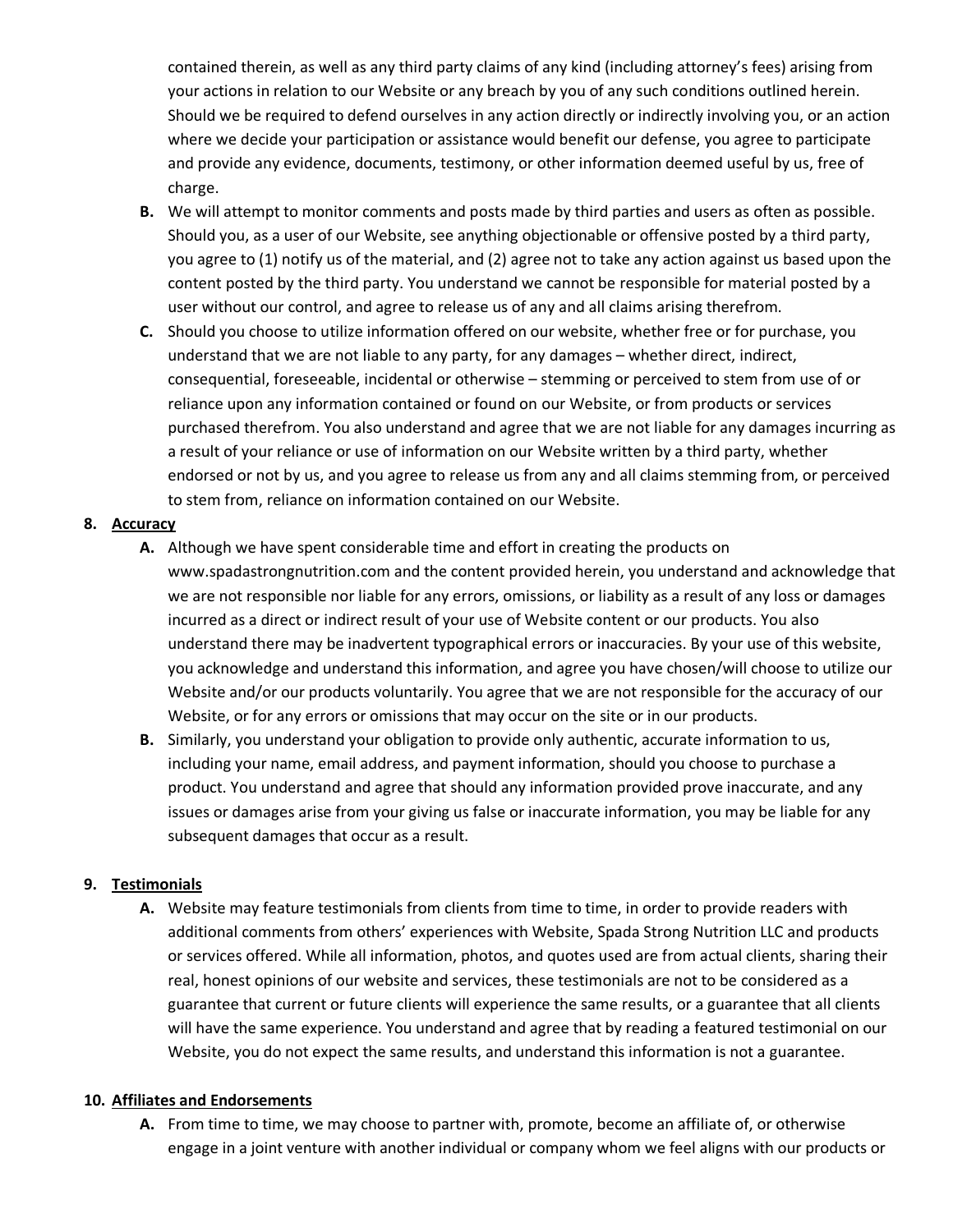contained therein, as well as any third party claims of any kind (including attorney's fees) arising from your actions in relation to our Website or any breach by you of any such conditions outlined herein. Should we be required to defend ourselves in any action directly or indirectly involving you, or an action where we decide your participation or assistance would benefit our defense, you agree to participate and provide any evidence, documents, testimony, or other information deemed useful by us, free of charge.

**B.** We will attempt to monitor comments and posts made by third parties and users as often as possible. Should you, as a user of our Website, see anything objectionable or offensive posted by a third party, you agree to (1) notify us of the material, and (2) agree not to take any action against us based upon the content posted by the third party. You understand we cannot be responsible for material posted by a user without our control, and agree to release us of any and all claims arising therefrom.

**C.** Should you choose to utilize information offered on our website, whether free or for purchase, you understand that we are not liable to any party, for any damages – whether direct, indirect, consequential, foreseeable, incidental or otherwise – stemming or perceived to stem from use of or reliance upon any information contained or found on our Website, or from products or services purchased therefrom. You also understand and agree that we are not liable for any damages incurring as a result of your reliance or use of information on our Website written by a third party, whether endorsed or not by us, and you agree to release us from any and all claims stemming from, or perceived to stem from, reliance on information contained on our Website.

**8. Accuracy**

**A.** Although we have spent considerable time and effort in creating the products on www.spadastrongnutrition.com and the content provided herein, you understand and acknowledge that we are not responsible nor liable for any errors, omissions, or liability as a result of any loss or damages incurred as a direct or indirect result of your use of Website content or our products. You also understand there may be inadvertent typographical errors or inaccuracies. By your use of this website, you acknowledge and understand this information, and agree you have chosen/will choose to utilize our Website and/or our products voluntarily. You agree that we are not responsible for the accuracy of our Website, or for any errors or omissions that may occur on the site or in our products.

**B.** Similarly, you understand your obligation to provide only authentic, accurate information to us, including your name, email address, and payment information, should you choose to purchase a product. You understand and agree that should any information provided prove inaccurate, and any issues or damages arise from your giving us false or inaccurate information, you may be liable for any subsequent damages that occur as a result.

**9. Testimonials**

**A.** Website may feature testimonials from clients from time to time, in order to provide readers with additional comments from others' experiences with Website, Spada Strong Nutrition LLC and products or services offered. While all information, photos, and quotes used are from actual clients, sharing their real, honest opinions of our website and services, these testimonials are not to be considered as a guarantee that current or future clients will experience the same results, or a guarantee that all clients will have the same experience. You understand and agree that by reading a featured testimonial on our Website, you do not expect the same results, and understand this information is not a guarantee.

**10. Affiliates and Endorsements**

**A.** From time to time, we may choose to partner with, promote, become an affiliate of, or otherwise engage in a joint venture with another individual or company whom we feel aligns with our products or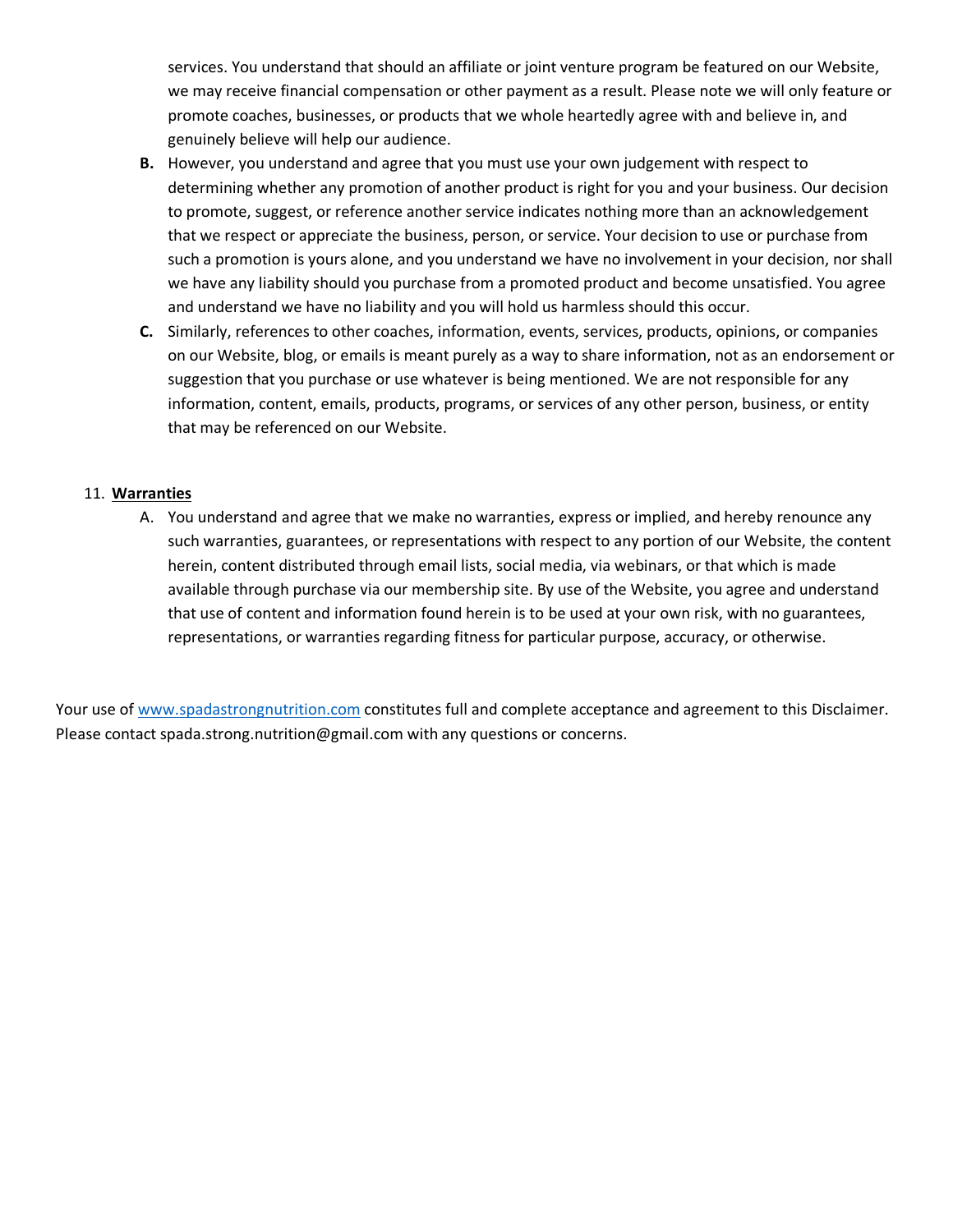services. You understand that should an affiliate or joint venture program be featured on our Website, we may receive financial compensation or other payment as a result. Please note we will only feature or promote coaches, businesses, or products that we whole heartedly agree with and believe in, and genuinely believe will help our audience.

**B.** However, you understand and agree that you must use your own judgement with respect to determining whether any promotion of another product is right for you and your business. Our decision to promote, suggest, or reference another service indicates nothing more than an acknowledgement that we respect or appreciate the business, person, or service. Your decision to use or purchase from such a promotion is yours alone, and you understand we have no involvement in your decision, nor shall we have any liability should you purchase from a promoted product and become unsatisfied. You agree and understand we have no liability and you will hold us harmless should this occur.

**C.** Similarly, references to other coaches, information, events, services, products, opinions, or companies on our Website, blog, or emails is meant purely as a way to share information, not as an endorsement or suggestion that you purchase or use whatever is being mentioned. We are not responsible for any information, content, emails, products, programs, or services of any other person, business, or entity that may be referenced on our Website.

11. **Warranties**

    A. You understand and agree that we make no warranties, express or implied, and hereby renounce any such warranties, guarantees, or representations with respect to any portion of our Website, the content herein, content distributed through email lists, social media, via webinars, or that which is made available through purchase via our membership site. By use of the Website, you agree and understand that use of content and information found herein is to be used at your own risk, with no guarantees, representations, or warranties regarding fitness for particular purpose, accuracy, or otherwise.

Your use of [www.spadastrongnutrition.com](http://www.spadastrongnutrition.com) constitutes full and complete acceptance and agreement to this Disclaimer. Please contact spada.strong.nutrition@gmail.com with any questions or concerns.